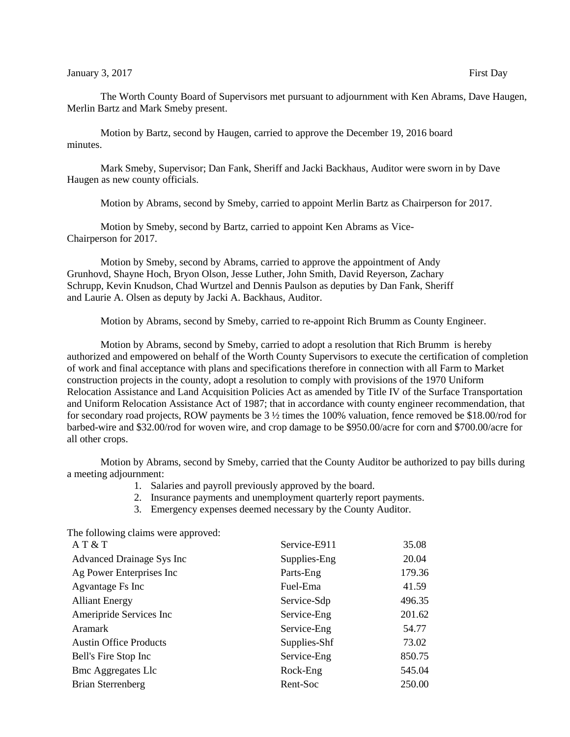January 3, 2017 First Day

The Worth County Board of Supervisors met pursuant to adjournment with Ken Abrams, Dave Haugen, Merlin Bartz and Mark Smeby present.

Motion by Bartz, second by Haugen, carried to approve the December 19, 2016 board minutes.

Mark Smeby, Supervisor; Dan Fank, Sheriff and Jacki Backhaus, Auditor were sworn in by Dave Haugen as new county officials.

Motion by Abrams, second by Smeby, carried to appoint Merlin Bartz as Chairperson for 2017.

Motion by Smeby, second by Bartz, carried to appoint Ken Abrams as Vice-Chairperson for 2017.

Motion by Smeby, second by Abrams, carried to approve the appointment of Andy Grunhovd, Shayne Hoch, Bryon Olson, Jesse Luther, John Smith, David Reyerson, Zachary Schrupp, Kevin Knudson, Chad Wurtzel and Dennis Paulson as deputies by Dan Fank, Sheriff and Laurie A. Olsen as deputy by Jacki A. Backhaus, Auditor.

Motion by Abrams, second by Smeby, carried to re-appoint Rich Brumm as County Engineer.

Motion by Abrams, second by Smeby, carried to adopt a resolution that Rich Brumm is hereby authorized and empowered on behalf of the Worth County Supervisors to execute the certification of completion of work and final acceptance with plans and specifications therefore in connection with all Farm to Market construction projects in the county, adopt a resolution to comply with provisions of the 1970 Uniform Relocation Assistance and Land Acquisition Policies Act as amended by Title IV of the Surface Transportation and Uniform Relocation Assistance Act of 1987; that in accordance with county engineer recommendation, that for secondary road projects, ROW payments be 3 ½ times the 100% valuation, fence removed be $18.00/rod for barbed-wire and $32.00/rod for woven wire, and crop damage to be $950.00/acre for corn and $700.00/acre for all other crops.

Motion by Abrams, second by Smeby, carried that the County Auditor be authorized to pay bills during a meeting adjournment:

1. Salaries and payroll previously approved by the board.
2. Insurance payments and unemployment quarterly report payments.
3. Emergency expenses deemed necessary by the County Auditor.

The following claims were approved:

| | | |
|---|---|---|
| A T & T | Service-E911 | 35.08 |
| Advanced Drainage Sys Inc | Supplies-Eng | 20.04 |
| Ag Power Enterprises Inc | Parts-Eng | 179.36 |
| Agvantage Fs Inc | Fuel-Ema | 41.59 |
| Alliant Energy | Service-Sdp | 496.35 |
| Ameripride Services Inc | Service-Eng | 201.62 |
| Aramark | Service-Eng | 54.77 |
| Austin Office Products | Supplies-Shf | 73.02 |
| Bell's Fire Stop Inc | Service-Eng | 850.75 |
| Bmc Aggregates Llc | Rock-Eng | 545.04 |
| Brian Sterrenberg | Rent-Soc | 250.00 |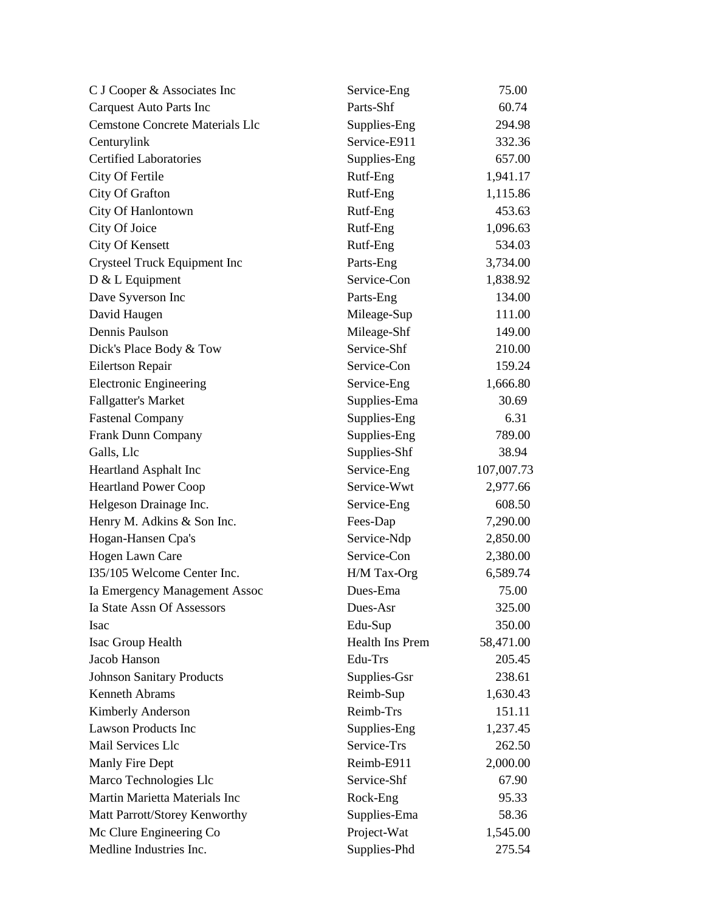| | | |
|---|---|---|
| C J Cooper & Associates Inc | Service-Eng | 75.00 |
| Carquest Auto Parts Inc | Parts-Shf | 60.74 |
| Cemstone Concrete Materials Llc | Supplies-Eng | 294.98 |
| Centurylink | Service-E911 | 332.36 |
| Certified Laboratories | Supplies-Eng | 657.00 |
| City Of Fertile | Rutf-Eng | 1,941.17 |
| City Of Grafton | Rutf-Eng | 1,115.86 |
| City Of Hanlontown | Rutf-Eng | 453.63 |
| City Of Joice | Rutf-Eng | 1,096.63 |
| City Of Kensett | Rutf-Eng | 534.03 |
| Crysteel Truck Equipment Inc | Parts-Eng | 3,734.00 |
| D & L Equipment | Service-Con | 1,838.92 |
| Dave Syverson Inc | Parts-Eng | 134.00 |
| David Haugen | Mileage-Sup | 111.00 |
| Dennis Paulson | Mileage-Shf | 149.00 |
| Dick's Place Body & Tow | Service-Shf | 210.00 |
| Eilertson Repair | Service-Con | 159.24 |
| Electronic Engineering | Service-Eng | 1,666.80 |
| Fallgatter's Market | Supplies-Ema | 30.69 |
| Fastenal Company | Supplies-Eng | 6.31 |
| Frank Dunn Company | Supplies-Eng | 789.00 |
| Galls, Llc | Supplies-Shf | 38.94 |
| Heartland Asphalt Inc | Service-Eng | 107,007.73 |
| Heartland Power Coop | Service-Wwt | 2,977.66 |
| Helgeson Drainage Inc. | Service-Eng | 608.50 |
| Henry M. Adkins & Son Inc. | Fees-Dap | 7,290.00 |
| Hogan-Hansen Cpa's | Service-Ndp | 2,850.00 |
| Hogen Lawn Care | Service-Con | 2,380.00 |
| I35/105 Welcome Center Inc. | H/M Tax-Org | 6,589.74 |
| Ia Emergency Management Assoc | Dues-Ema | 75.00 |
| Ia State Assn Of Assessors | Dues-Asr | 325.00 |
| Isac | Edu-Sup | 350.00 |
| Isac Group Health | Health Ins Prem | 58,471.00 |
| Jacob Hanson | Edu-Trs | 205.45 |
| Johnson Sanitary Products | Supplies-Gsr | 238.61 |
| Kenneth Abrams | Reimb-Sup | 1,630.43 |
| Kimberly Anderson | Reimb-Trs | 151.11 |
| Lawson Products Inc | Supplies-Eng | 1,237.45 |
| Mail Services Llc | Service-Trs | 262.50 |
| Manly Fire Dept | Reimb-E911 | 2,000.00 |
| Marco Technologies Llc | Service-Shf | 67.90 |
| Martin Marietta Materials Inc | Rock-Eng | 95.33 |
| Matt Parrott/Storey Kenworthy | Supplies-Ema | 58.36 |
| Mc Clure Engineering Co | Project-Wat | 1,545.00 |
| Medline Industries Inc. | Supplies-Phd | 275.54 |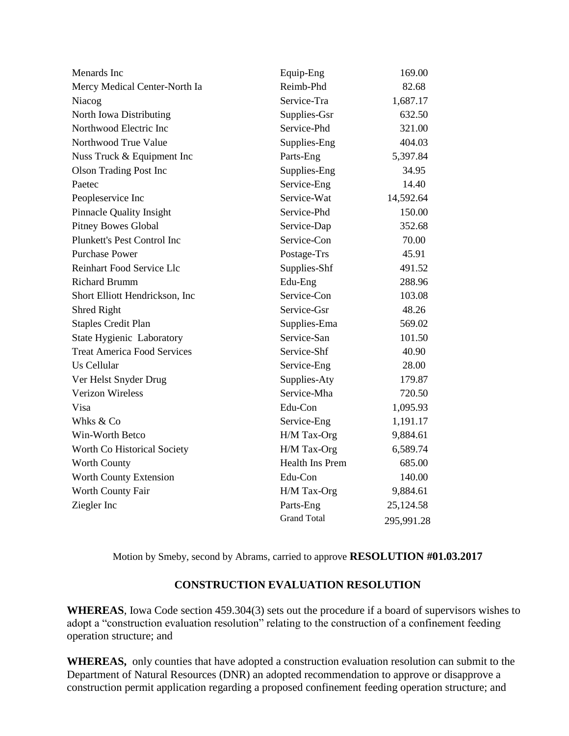| | | |
|---|---|---|
| Menards Inc | Equip-Eng | 169.00 |
| Mercy Medical Center-North Ia | Reimb-Phd | 82.68 |
| Niacog | Service-Tra | 1,687.17 |
| North Iowa Distributing | Supplies-Gsr | 632.50 |
| Northwood Electric Inc | Service-Phd | 321.00 |
| Northwood True Value | Supplies-Eng | 404.03 |
| Nuss Truck & Equipment Inc | Parts-Eng | 5,397.84 |
| Olson Trading Post Inc | Supplies-Eng | 34.95 |
| Paetec | Service-Eng | 14.40 |
| Peopleservice Inc | Service-Wat | 14,592.64 |
| Pinnacle Quality Insight | Service-Phd | 150.00 |
| Pitney Bowes Global | Service-Dap | 352.68 |
| Plunkett's Pest Control Inc | Service-Con | 70.00 |
| Purchase Power | Postage-Trs | 45.91 |
| Reinhart Food Service Llc | Supplies-Shf | 491.52 |
| Richard Brumm | Edu-Eng | 288.96 |
| Short Elliott Hendrickson, Inc | Service-Con | 103.08 |
| Shred Right | Service-Gsr | 48.26 |
| Staples Credit Plan | Supplies-Ema | 569.02 |
| State Hygienic Laboratory | Service-San | 101.50 |
| Treat America Food Services | Service-Shf | 40.90 |
| Us Cellular | Service-Eng | 28.00 |
| Ver Helst Snyder Drug | Supplies-Aty | 179.87 |
| Verizon Wireless | Service-Mha | 720.50 |
| Visa | Edu-Con | 1,095.93 |
| Whks & Co | Service-Eng | 1,191.17 |
| Win-Worth Betco | H/M Tax-Org | 9,884.61 |
| Worth Co Historical Society | H/M Tax-Org | 6,589.74 |
| Worth County | Health Ins Prem | 685.00 |
| Worth County Extension | Edu-Con | 140.00 |
| Worth County Fair | H/M Tax-Org | 9,884.61 |
| Ziegler Inc | Parts-Eng | 25,124.58 |
| | Grand Total | 295,991.28 |

Motion by Smeby, second by Abrams, carried to approve **RESOLUTION #01.03.2017**

**CONSTRUCTION EVALUATION RESOLUTION**

**WHEREAS**, Iowa Code section 459.304(3) sets out the procedure if a board of supervisors wishes to adopt a "construction evaluation resolution" relating to the construction of a confinement feeding operation structure; and

**WHEREAS,** only counties that have adopted a construction evaluation resolution can submit to the Department of Natural Resources (DNR) an adopted recommendation to approve or disapprove a construction permit application regarding a proposed confinement feeding operation structure; and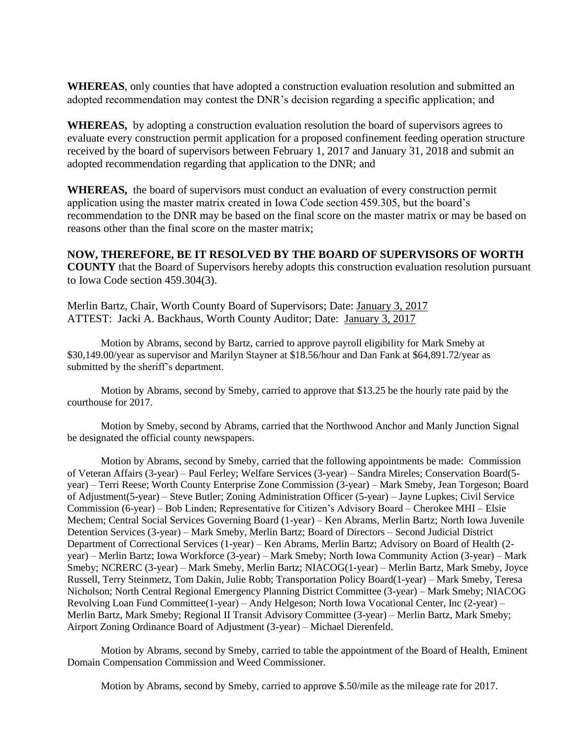**WHEREAS**, only counties that have adopted a construction evaluation resolution and submitted an adopted recommendation may contest the DNR's decision regarding a specific application; and

**WHEREAS,** by adopting a construction evaluation resolution the board of supervisors agrees to evaluate every construction permit application for a proposed confinement feeding operation structure received by the board of supervisors between February 1, 2017 and January 31, 2018 and submit an adopted recommendation regarding that application to the DNR; and

**WHEREAS,** the board of supervisors must conduct an evaluation of every construction permit application using the master matrix created in Iowa Code section 459.305, but the board's recommendation to the DNR may be based on the final score on the master matrix or may be based on reasons other than the final score on the master matrix;

**NOW, THEREFORE, BE IT RESOLVED BY THE BOARD OF SUPERVISORS OF WORTH COUNTY** that the Board of Supervisors hereby adopts this construction evaluation resolution pursuant to Iowa Code section 459.304(3).

Merlin Bartz, Chair, Worth County Board of Supervisors; Date: January 3, 2017
ATTEST: Jacki A. Backhaus, Worth County Auditor; Date: January 3, 2017

Motion by Abrams, second by Bartz, carried to approve payroll eligibility for Mark Smeby at $30,149.00/year as supervisor and Marilyn Stayner at $18.56/hour and Dan Fank at $64,891.72/year as submitted by the sheriff's department.

Motion by Abrams, second by Smeby, carried to approve that $13.25 be the hourly rate paid by the courthouse for 2017.

Motion by Smeby, second by Abrams, carried that the Northwood Anchor and Manly Junction Signal be designated the official county newspapers.

Motion by Abrams, second by Smeby, carried that the following appointments be made: Commission of Veteran Affairs (3-year) – Paul Ferley; Welfare Services (3-year) – Sandra Mireles; Conservation Board(5-year) – Terri Reese; Worth County Enterprise Zone Commission (3-year) – Mark Smeby, Jean Torgeson; Board of Adjustment(5-year) – Steve Butler; Zoning Administration Officer (5-year) – Jayne Lupkes; Civil Service Commission (6-year) – Bob Linden; Representative for Citizen's Advisory Board – Cherokee MHI – Elsie Mechem; Central Social Services Governing Board (1-year) – Ken Abrams, Merlin Bartz; North Iowa Juvenile Detention Services (3-year) – Mark Smeby, Merlin Bartz; Board of Directors – Second Judicial District Department of Correctional Services (1-year) – Ken Abrams, Merlin Bartz; Advisory on Board of Health (2-year) – Merlin Bartz; Iowa Workforce (3-year) – Mark Smeby; North Iowa Community Action (3-year) – Mark Smeby; NCRERC (3-year) – Mark Smeby, Merlin Bartz; NIACOG(1-year) – Merlin Bartz, Mark Smeby, Joyce Russell, Terry Steinmetz, Tom Dakin, Julie Robb; Transportation Policy Board(1-year) – Mark Smeby, Teresa Nicholson; North Central Regional Emergency Planning District Committee (3-year) – Mark Smeby; NIACOG Revolving Loan Fund Committee(1-year) – Andy Helgeson; North Iowa Vocational Center, Inc (2-year) – Merlin Bartz, Mark Smeby; Regional II Transit Advisory Committee (3-year) – Merlin Bartz, Mark Smeby; Airport Zoning Ordinance Board of Adjustment (3-year) – Michael Dierenfeld.

Motion by Abrams, second by Smeby, carried to table the appointment of the Board of Health, Eminent Domain Compensation Commission and Weed Commissioner.

Motion by Abrams, second by Smeby, carried to approve $.50/mile as the mileage rate for 2017.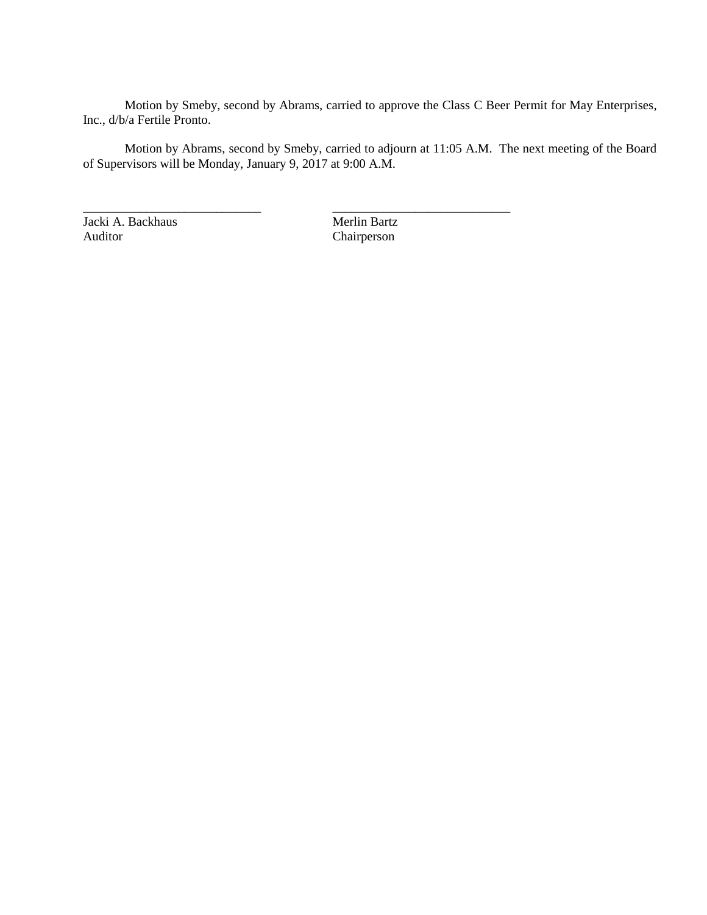Motion by Smeby, second by Abrams, carried to approve the Class C Beer Permit for May Enterprises, Inc., d/b/a Fertile Pronto.

Motion by Abrams, second by Smeby, carried to adjourn at 11:05 A.M. The next meeting of the Board of Supervisors will be Monday, January 9, 2017 at 9:00 A.M.

| | |
|---|---|
| ____________________________ | ____________________________ |
| Jacki A. Backhaus | Merlin Bartz |
| Auditor | Chairperson |